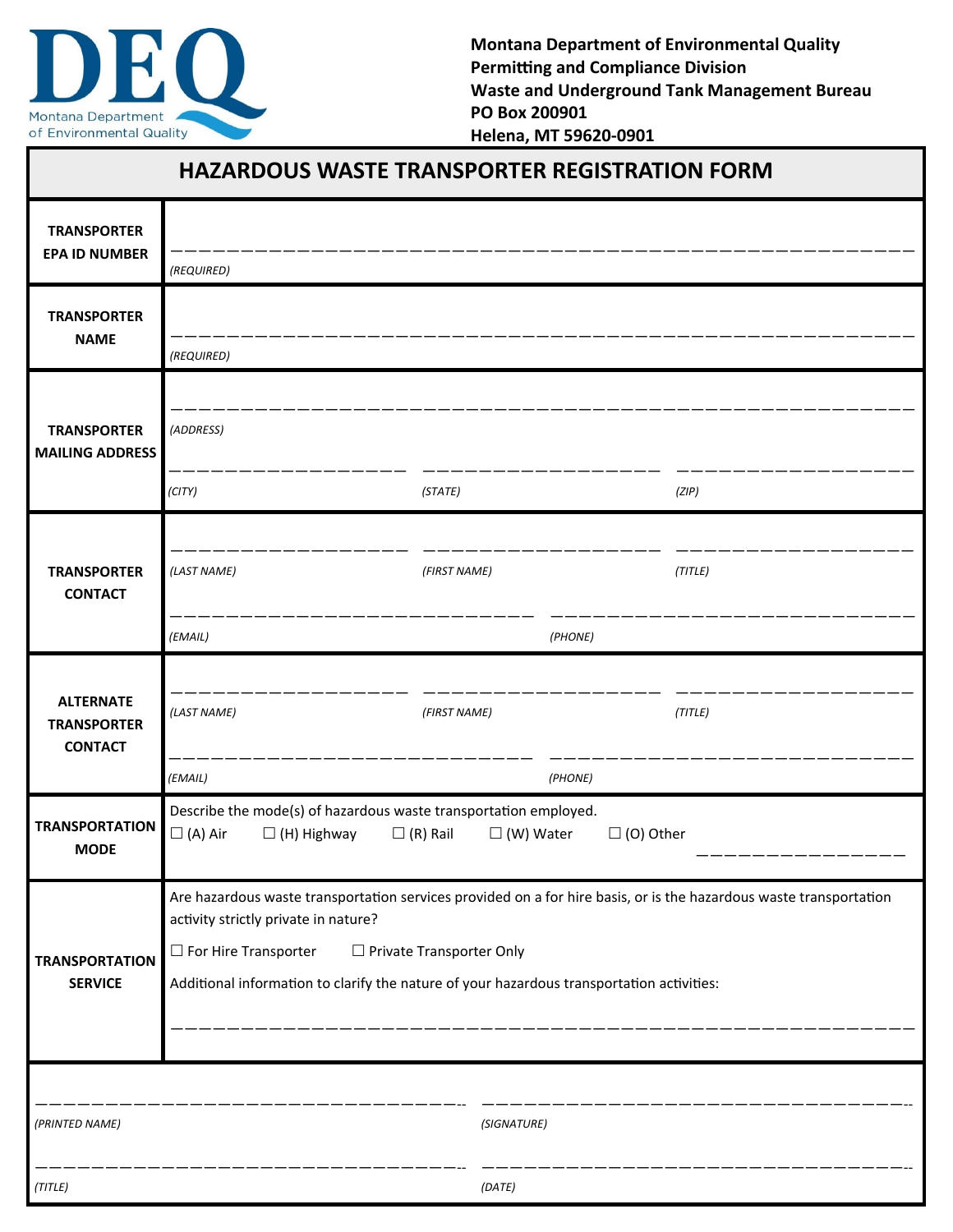DEQ
Montana Department of Environmental Quality

**Montana Department of Environmental Quality**
**Permitting and Compliance Division**
**Waste and Underground Tank Management Bureau**
**PO Box 200901**
**Helena, MT 59620-0901**

# HAZARDOUS WASTE TRANSPORTER REGISTRATION FORM

| | |
|---|---|
| **TRANSPORTER EPA ID NUMBER** | \_\_\_\_\_\_\_\_\_\_\_\_\_\_\_\_\_\_\_\_\_\_\_\_\_\_\_\_\_\_\_\_\_\_\_\_\_\_\_\_<br>*(REQUIRED)* |
| **TRANSPORTER NAME** | \_\_\_\_\_\_\_\_\_\_\_\_\_\_\_\_\_\_\_\_\_\_\_\_\_\_\_\_\_\_\_\_\_\_\_\_\_\_\_\_<br>*(REQUIRED)* |
| **TRANSPORTER MAILING ADDRESS** | \_\_\_\_\_\_\_\_\_\_\_\_\_\_\_\_\_\_\_\_\_\_\_\_\_\_\_\_\_\_\_\_\_\_\_\_\_\_\_\_<br>*(ADDRESS)*<br>\_\_\_\_\_\_\_\_\_\_\_\_ \_\_\_\_\_\_\_\_\_\_\_\_ \_\_\_\_\_\_\_\_\_\_\_\_<br>*(CITY)* *(STATE)* *(ZIP)* |
| **TRANSPORTER CONTACT** | \_\_\_\_\_\_\_\_\_\_\_\_ \_\_\_\_\_\_\_\_\_\_\_\_ \_\_\_\_\_\_\_\_\_\_\_\_<br>*(LAST NAME)* *(FIRST NAME)* *(TITLE)*<br>\_\_\_\_\_\_\_\_\_\_\_\_\_\_\_\_\_\_ \_\_\_\_\_\_\_\_\_\_\_\_\_\_\_\_\_\_<br>*(EMAIL)* *(PHONE)* |
| **ALTERNATE TRANSPORTER CONTACT** | \_\_\_\_\_\_\_\_\_\_\_\_ \_\_\_\_\_\_\_\_\_\_\_\_ \_\_\_\_\_\_\_\_\_\_\_\_<br>*(LAST NAME)* *(FIRST NAME)* *(TITLE)*<br>\_\_\_\_\_\_\_\_\_\_\_\_\_\_\_\_\_\_ \_\_\_\_\_\_\_\_\_\_\_\_\_\_\_\_\_\_<br>*(EMAIL)* *(PHONE)* |
| **TRANSPORTATION MODE** | Describe the mode(s) of hazardous waste transportation employed.<br>☐ (A) Air ☐ (H) Highway ☐ (R) Rail ☐ (W) Water ☐ (O) Other \_\_\_\_\_\_\_\_\_\_\_\_ |
| **TRANSPORTATION SERVICE** | Are hazardous waste transportation services provided on a for hire basis, or is the hazardous waste transportation activity strictly private in nature?<br>☐ For Hire Transporter ☐ Private Transporter Only<br>Additional information to clarify the nature of your hazardous transportation activities:<br>\_\_\_\_\_\_\_\_\_\_\_\_\_\_\_\_\_\_\_\_\_\_\_\_\_\_\_\_\_\_\_\_\_\_\_\_\_\_\_\_ |

\_\_\_\_\_\_\_\_\_\_\_\_\_\_\_\_\_\_\_\_\_\_\_\_ \_\_\_\_\_\_\_\_\_\_\_\_\_\_\_\_\_\_\_\_\_\_\_\_
*(PRINTED NAME)* *(SIGNATURE)*

\_\_\_\_\_\_\_\_\_\_\_\_\_\_\_\_\_\_\_\_\_\_\_\_ \_\_\_\_\_\_\_\_\_\_\_\_\_\_\_\_\_\_\_\_\_\_\_\_
*(TITLE)* *(DATE)*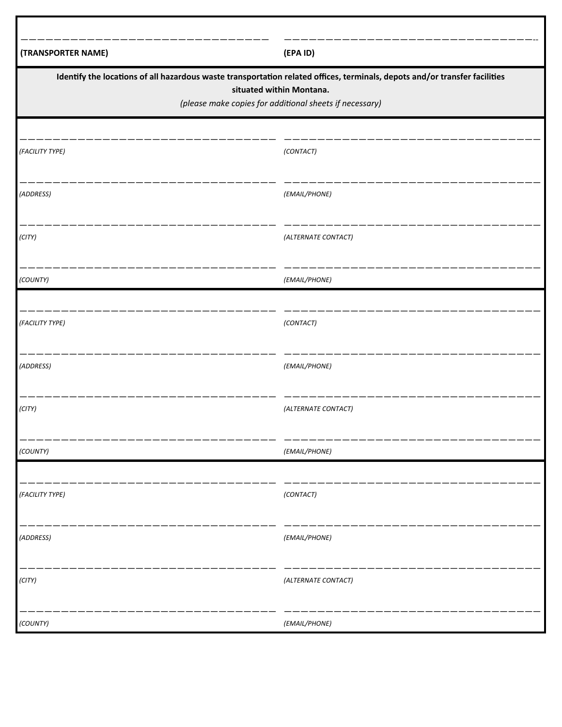\_\_\_\_\_\_\_\_\_\_\_\_\_\_\_\_\_\_\_\_\_\_\_\_\_\_\_\_\_\_\_\_ \_\_\_\_\_\_\_\_\_\_\_\_\_\_\_\_\_\_\_\_\_\_\_\_\_\_\_\_\_\_\_\_

**(TRANSPORTER NAME)** **(EPA ID)**

**Identify the locations of all hazardous waste transportation related offices, terminals, depots and/or transfer facilities situated within Montana.**

*(please make copies for additional sheets if necessary)*

| | |
|---|---|
| *(FACILITY TYPE)* | *(CONTACT)* |
| *(ADDRESS)* | *(EMAIL/PHONE)* |
| *(CITY)* | *(ALTERNATE CONTACT)* |
| *(COUNTY)* | *(EMAIL/PHONE)* |

| | |
|---|---|
| *(FACILITY TYPE)* | *(CONTACT)* |
| *(ADDRESS)* | *(EMAIL/PHONE)* |
| *(CITY)* | *(ALTERNATE CONTACT)* |
| *(COUNTY)* | *(EMAIL/PHONE)* |

| | |
|---|---|
| *(FACILITY TYPE)* | *(CONTACT)* |
| *(ADDRESS)* | *(EMAIL/PHONE)* |
| *(CITY)* | *(ALTERNATE CONTACT)* |
| *(COUNTY)* | *(EMAIL/PHONE)* |